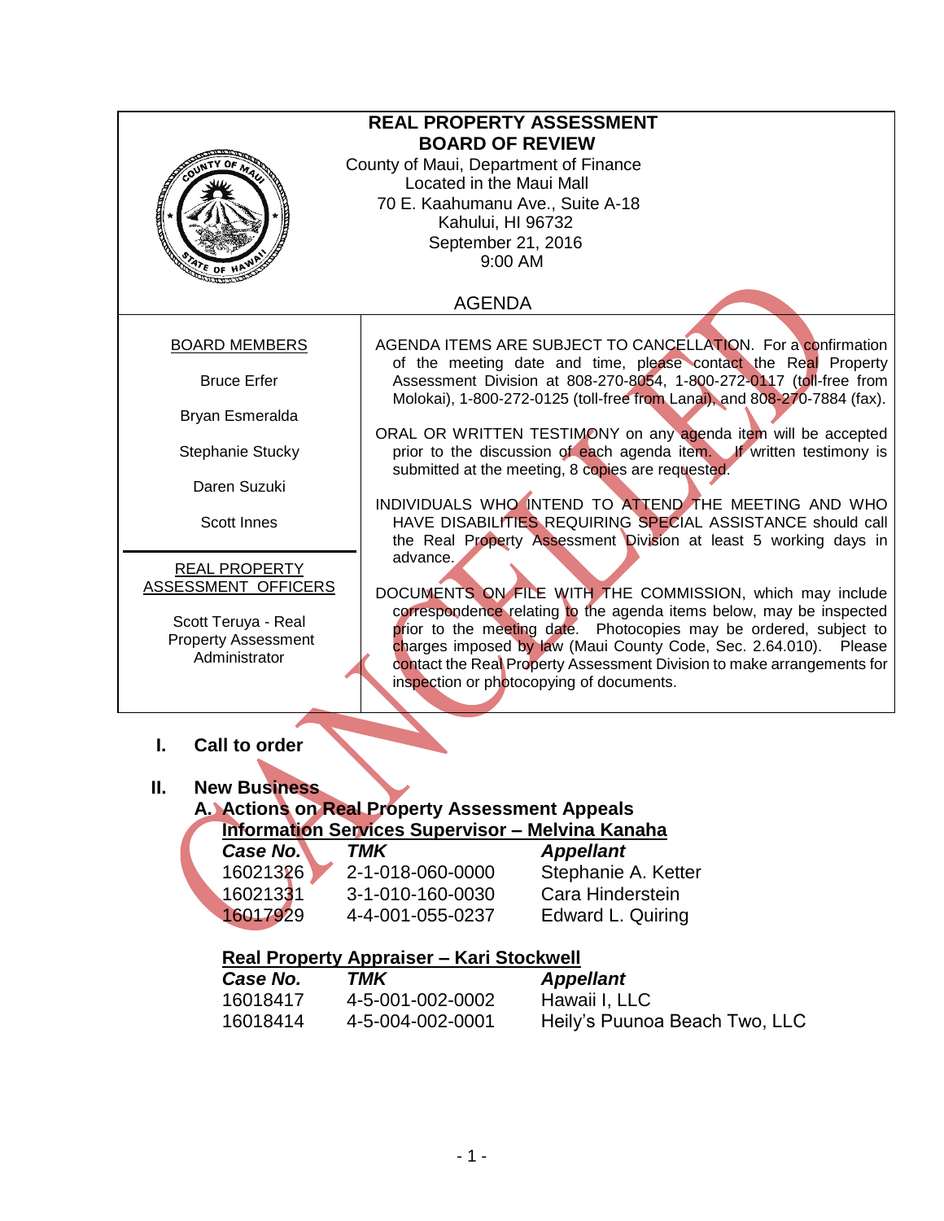# REAL PROPERTY ASSESSMENT BOARD OF REVIEW

County of Maui, Department of Finance
Located in the Maui Mall
70 E. Kaahumanu Ave., Suite A-18
Kahului, HI 96732
September 21, 2016
9:00 AM

## AGENDA

CANCELLED

**BOARD MEMBERS**

Bruce Erfer

Bryan Esmeralda

Stephanie Stucky

Daren Suzuki

Scott Innes

**REAL PROPERTY ASSESSMENT OFFICERS**

Scott Teruya - Real Property Assessment Administrator

AGENDA ITEMS ARE SUBJECT TO CANCELLATION. For a confirmation of the meeting date and time, please contact the Real Property Assessment Division at 808-270-8054, 1-800-272-0117 (toll-free from Molokai), 1-800-272-0125 (toll-free from Lanai), and 808-270-7884 (fax).

ORAL OR WRITTEN TESTIMONY on any agenda item will be accepted prior to the discussion of each agenda item. If written testimony is submitted at the meeting, 8 copies are requested.

INDIVIDUALS WHO INTEND TO ATTEND THE MEETING AND WHO HAVE DISABILITIES REQUIRING SPECIAL ASSISTANCE should call the Real Property Assessment Division at least 5 working days in advance.

DOCUMENTS ON FILE WITH THE COMMISSION, which may include correspondence relating to the agenda items below, may be inspected prior to the meeting date. Photocopies may be ordered, subject to charges imposed by law (Maui County Code, Sec. 2.64.010). Please contact the Real Property Assessment Division to make arrangements for inspection or photocopying of documents.

**I. Call to order**

**II. New Business**

**A. Actions on Real Property Assessment Appeals**

**Information Services Supervisor – Melvina Kanaha**

| *Case No.* | *TMK* | *Appellant* |
|---|---|---|
| 16021326 | 2-1-018-060-0000 | Stephanie A. Ketter |
| 16021331 | 3-1-010-160-0030 | Cara Hinderstein |
| 16017929 | 4-4-001-055-0237 | Edward L. Quiring |

**Real Property Appraiser – Kari Stockwell**

| *Case No.* | *TMK* | *Appellant* |
|---|---|---|
| 16018417 | 4-5-001-002-0002 | Hawaii I, LLC |
| 16018414 | 4-5-004-002-0001 | Heily's Puunoa Beach Two, LLC |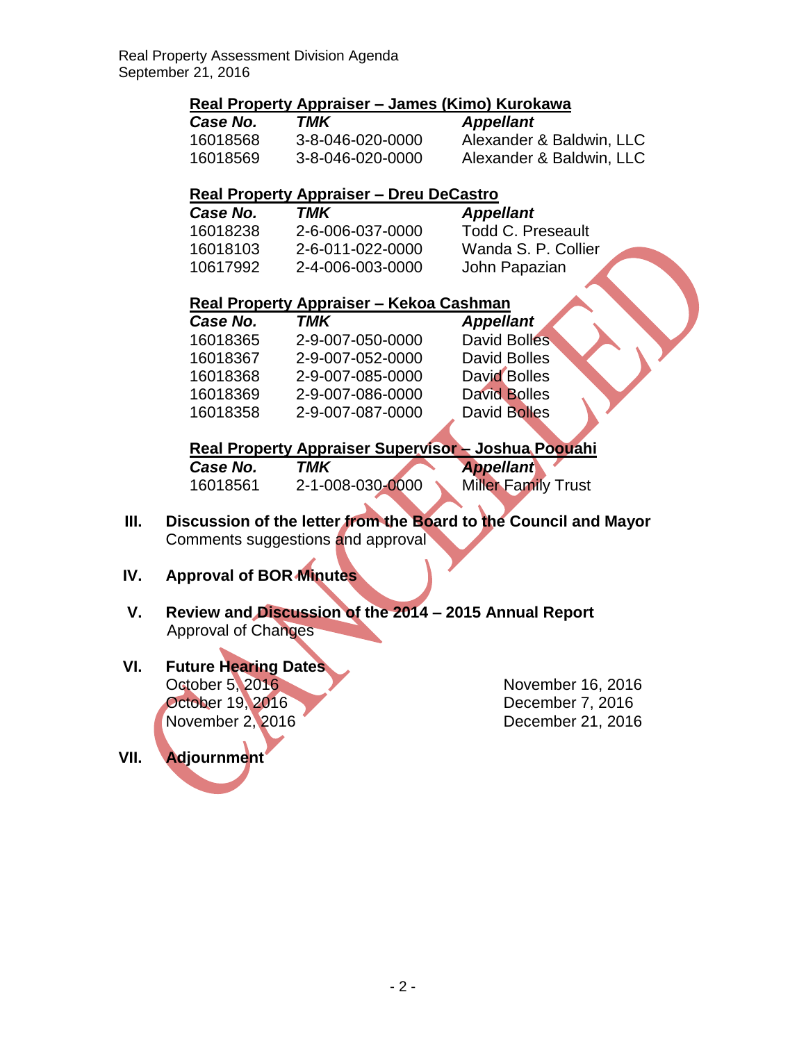**Real Property Appraiser – James (Kimo) Kurokawa**

| *Case No.* | *TMK* | *Appellant* |
|---|---|---|
| 16018568 | 3-8-046-020-0000 | Alexander & Baldwin, LLC |
| 16018569 | 3-8-046-020-0000 | Alexander & Baldwin, LLC |

**Real Property Appraiser – Dreu DeCastro**

| *Case No.* | *TMK* | *Appellant* |
|---|---|---|
| 16018238 | 2-6-006-037-0000 | Todd C. Preseault |
| 16018103 | 2-6-011-022-0000 | Wanda S. P. Collier |
| 10617992 | 2-4-006-003-0000 | John Papazian |

**Real Property Appraiser – Kekoa Cashman**

| *Case No.* | *TMK* | *Appellant* |
|---|---|---|
| 16018365 | 2-9-007-050-0000 | David Bolles |
| 16018367 | 2-9-007-052-0000 | David Bolles |
| 16018368 | 2-9-007-085-0000 | David Bolles |
| 16018369 | 2-9-007-086-0000 | David Bolles |
| 16018358 | 2-9-007-087-0000 | David Bolles |

**Real Property Appraiser Supervisor – Joshua Poouahi**

| *Case No.* | *TMK* | *Appellant* |
|---|---|---|
| 16018561 | 2-1-008-030-0000 | Miller Family Trust |

**III. Discussion of the letter from the Board to the Council and Mayor**
Comments suggestions and approval

**IV. Approval of BOR Minutes**

**V. Review and Discussion of the 2014 – 2015 Annual Report**
Approval of Changes

**VI. Future Hearing Dates**

October 5, 2016
October 19, 2016
November 2, 2016
November 16, 2016
December 7, 2016
December 21, 2016

**VII. Adjournment**

CANCELLED